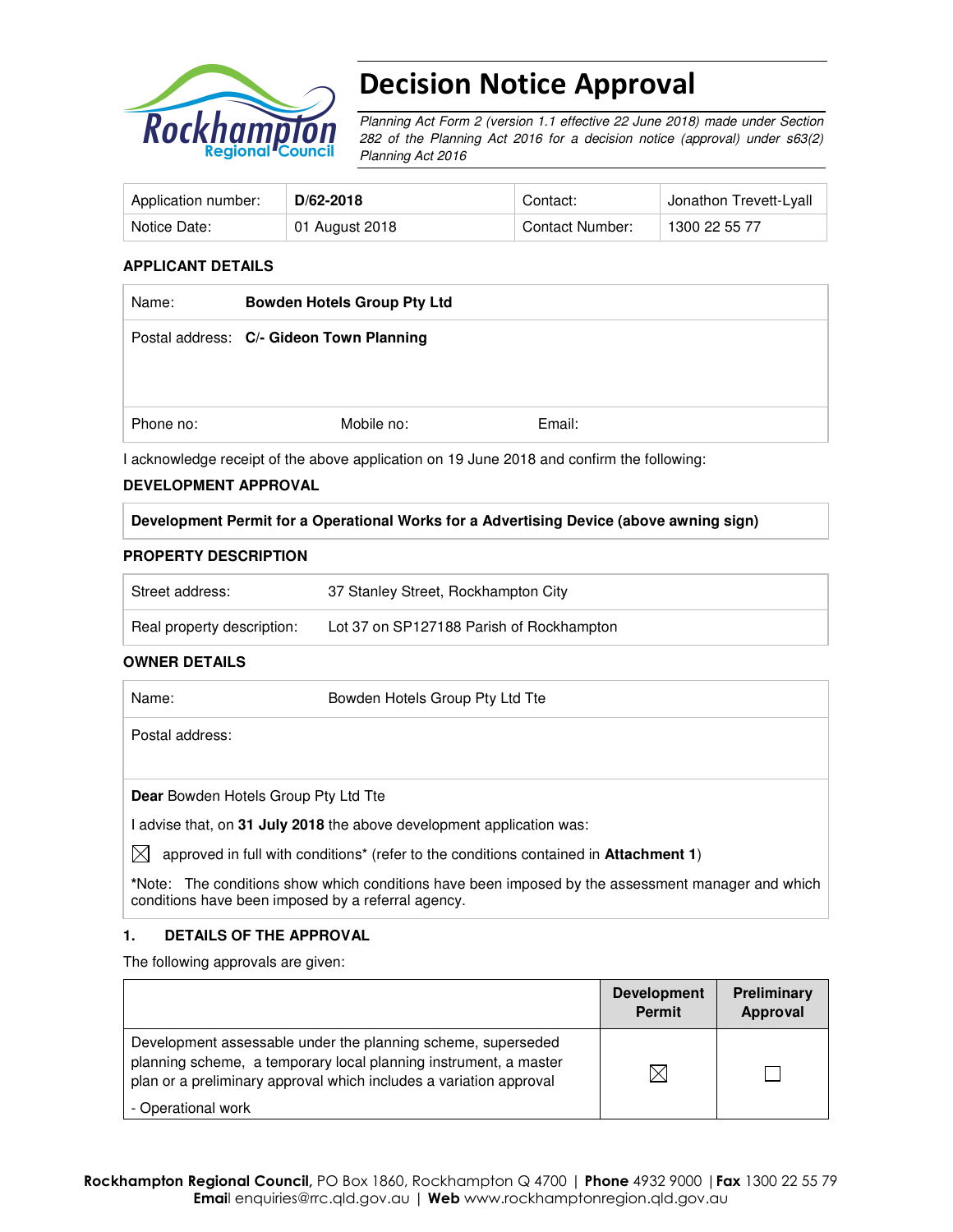# Decision Notice Approval

*Planning Act Form 2 (version 1.1 effective 22 June 2018) made under Section 282 of the Planning Act 2016 for a decision notice (approval) under s63(2) Planning Act 2016*

| Application number: | **D/62-2018** | Contact: | Jonathon Trevett-Lyall |
|---|---|---|---|
| Notice Date: | 01 August 2018 | Contact Number: | 1300 22 55 77 |

**APPLICANT DETAILS**

| Name: | **Bowden Hotels Group Pty Ltd** | |
|---|---|---|
| Postal address: | **C/- Gideon Town Planning** | |
| Phone no: | Mobile no: | Email: |

I acknowledge receipt of the above application on 19 June 2018 and confirm the following:

**DEVELOPMENT APPROVAL**

**Development Permit for a Operational Works for a Advertising Device (above awning sign)**

**PROPERTY DESCRIPTION**

| Street address: | 37 Stanley Street, Rockhampton City |
|---|---|
| Real property description: | Lot 37 on SP127188 Parish of Rockhampton |

**OWNER DETAILS**

| Name: | Bowden Hotels Group Pty Ltd Tte |
|---|---|
| Postal address: | |

**Dear** Bowden Hotels Group Pty Ltd Tte

I advise that, on **31 July 2018** the above development application was:

☒ approved in full with conditions* (refer to the conditions contained in **Attachment 1**)

***Note:** The conditions show which conditions have been imposed by the assessment manager and which conditions have been imposed by a referral agency.

### 1. DETAILS OF THE APPROVAL

The following approvals are given:

| | Development Permit | Preliminary Approval |
|---|---|---|
| Development assessable under the planning scheme, superseded planning scheme, a temporary local planning instrument, a master plan or a preliminary approval which includes a variation approval<br>- Operational work | ☒ | ☐ |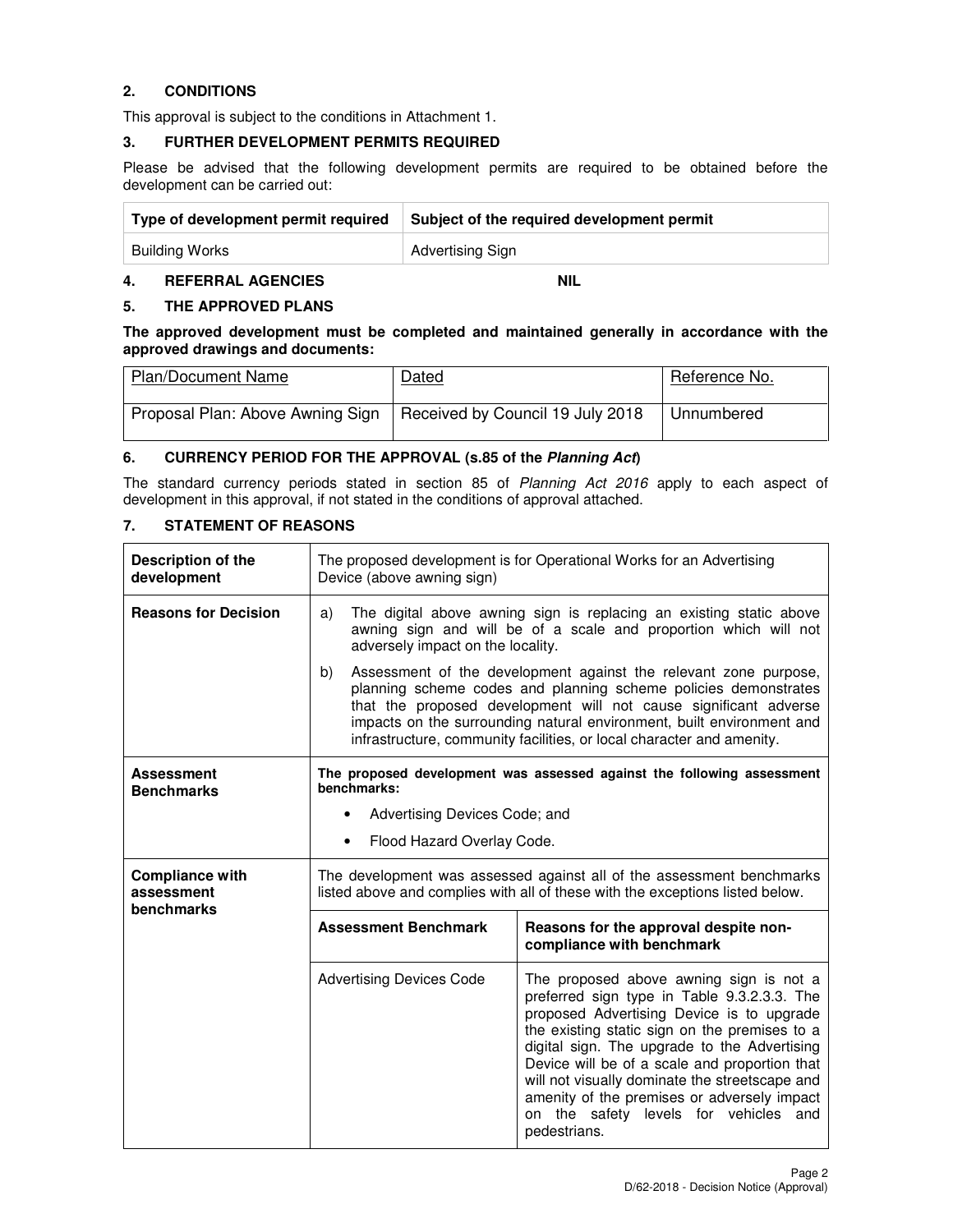## 2. CONDITIONS

This approval is subject to the conditions in Attachment 1.

## 3. FURTHER DEVELOPMENT PERMITS REQUIRED

Please be advised that the following development permits are required to be obtained before the development can be carried out:

| Type of development permit required | Subject of the required development permit |
|---|---|
| Building Works | Advertising Sign |

## 4. REFERRAL AGENCIES NIL

## 5. THE APPROVED PLANS

**The approved development must be completed and maintained generally in accordance with the approved drawings and documents:**

| Plan/Document Name | Dated | Reference No. |
|---|---|---|
| Proposal Plan: Above Awning Sign | Received by Council 19 July 2018 | Unnumbered |

## 6. CURRENCY PERIOD FOR THE APPROVAL (s.85 of the *Planning Act*)

The standard currency periods stated in section 85 of *Planning Act 2016* apply to each aspect of development in this approval, if not stated in the conditions of approval attached.

## 7. STATEMENT OF REASONS

| | | |
|---|---|---|
| **Description of the development** | The proposed development is for Operational Works for an Advertising Device (above awning sign) | |
| **Reasons for Decision** | a) The digital above awning sign is replacing an existing static above awning sign and will be of a scale and proportion which will not adversely impact on the locality.<br>b) Assessment of the development against the relevant zone purpose, planning scheme codes and planning scheme policies demonstrates that the proposed development will not cause significant adverse impacts on the surrounding natural environment, built environment and infrastructure, community facilities, or local character and amenity. | |
| **Assessment Benchmarks** | **The proposed development was assessed against the following assessment benchmarks:**<br>• Advertising Devices Code; and<br>• Flood Hazard Overlay Code. | |
| **Compliance with assessment benchmarks** | The development was assessed against all of the assessment benchmarks listed above and complies with all of these with the exceptions listed below. | |
| | **Assessment Benchmark** | **Reasons for the approval despite non-compliance with benchmark** |
| | Advertising Devices Code | The proposed above awning sign is not a preferred sign type in Table 9.3.2.3.3. The proposed Advertising Device is to upgrade the existing static sign on the premises to a digital sign. The upgrade to the Advertising Device will be of a scale and proportion that will not visually dominate the streetscape and amenity of the premises or adversely impact on the safety levels for vehicles and pedestrians. |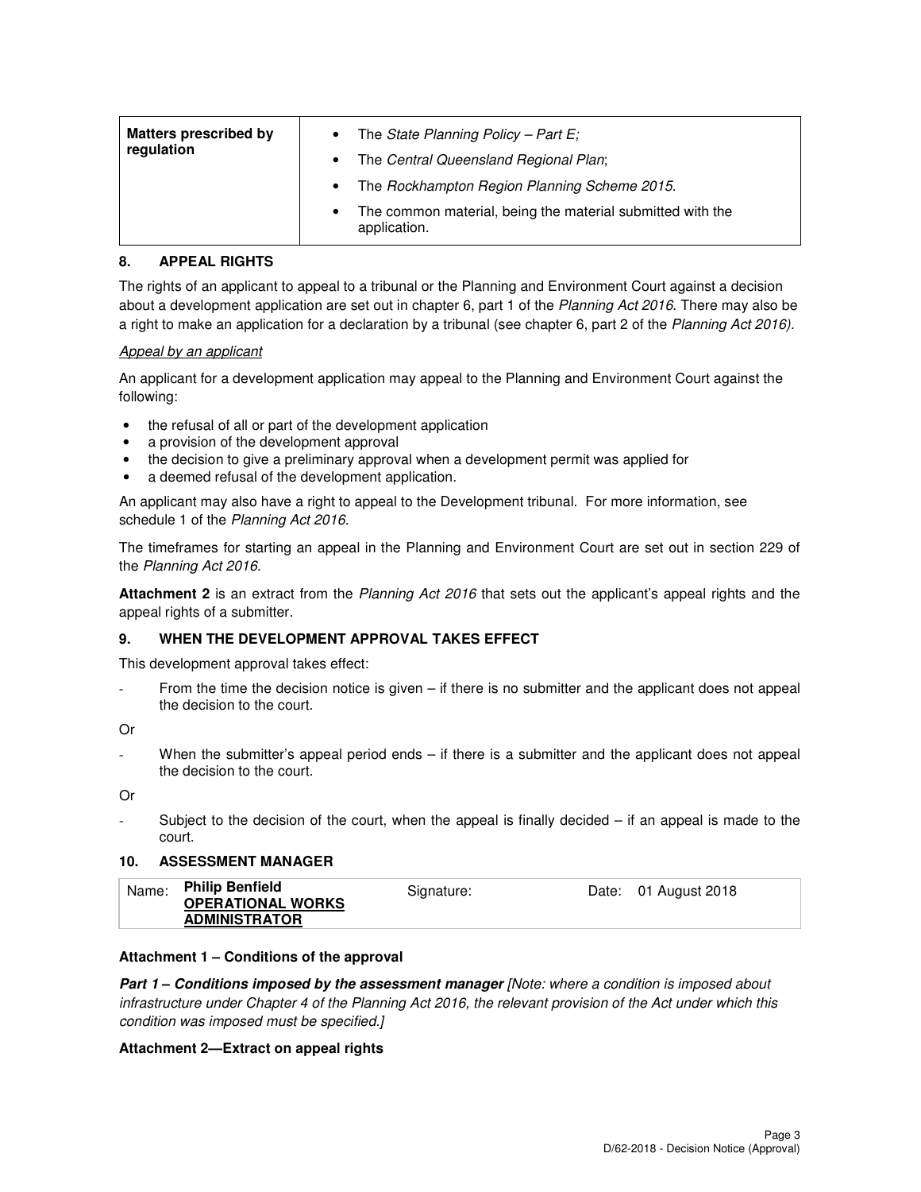| Matters prescribed by regulation | • The *State Planning Policy – Part E;*<br>• The *Central Queensland Regional Plan*;<br>• The *Rockhampton Region Planning Scheme 2015.*<br>• The common material, being the material submitted with the application. |
|---|---|

## 8. APPEAL RIGHTS

The rights of an applicant to appeal to a tribunal or the Planning and Environment Court against a decision about a development application are set out in chapter 6, part 1 of the *Planning Act 2016*. There may also be a right to make an application for a declaration by a tribunal (see chapter 6, part 2 of the *Planning Act 2016).*

*Appeal by an applicant*

An applicant for a development application may appeal to the Planning and Environment Court against the following:

- the refusal of all or part of the development application
- a provision of the development approval
- the decision to give a preliminary approval when a development permit was applied for
- a deemed refusal of the development application.

An applicant may also have a right to appeal to the Development tribunal. For more information, see schedule 1 of the *Planning Act 2016*.

The timeframes for starting an appeal in the Planning and Environment Court are set out in section 229 of the *Planning Act 2016*.

**Attachment 2** is an extract from the *Planning Act 2016* that sets out the applicant's appeal rights and the appeal rights of a submitter.

## 9. WHEN THE DEVELOPMENT APPROVAL TAKES EFFECT

This development approval takes effect:

- From the time the decision notice is given – if there is no submitter and the applicant does not appeal the decision to the court.

Or

- When the submitter's appeal period ends – if there is a submitter and the applicant does not appeal the decision to the court.

Or

- Subject to the decision of the court, when the appeal is finally decided – if an appeal is made to the court.

## 10. ASSESSMENT MANAGER

| Name: | **Philip Benfield**<br>**OPERATIONAL WORKS ADMINISTRATOR** | Signature: | | Date: | 01 August 2018 |
|---|---|---|---|---|---|

**Attachment 1 – Conditions of the approval**

***Part 1 – Conditions imposed by the assessment manager*** *[Note: where a condition is imposed about infrastructure under Chapter 4 of the Planning Act 2016, the relevant provision of the Act under which this condition was imposed must be specified.]*

**Attachment 2—Extract on appeal rights**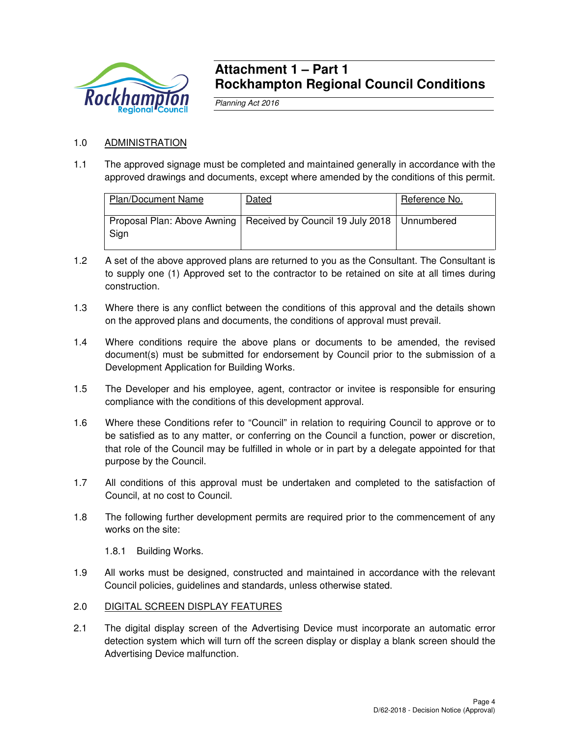# Attachment 1 – Part 1
# Rockhampton Regional Council Conditions

*Planning Act 2016*

1.0 ADMINISTRATION

1.1 The approved signage must be completed and maintained generally in accordance with the approved drawings and documents, except where amended by the conditions of this permit.

| Plan/Document Name | Dated | Reference No. |
|---|---|---|
| Proposal Plan: Above Awning Sign | Received by Council 19 July 2018 | Unnumbered |

1.2 A set of the above approved plans are returned to you as the Consultant. The Consultant is to supply one (1) Approved set to the contractor to be retained on site at all times during construction.

1.3 Where there is any conflict between the conditions of this approval and the details shown on the approved plans and documents, the conditions of approval must prevail.

1.4 Where conditions require the above plans or documents to be amended, the revised document(s) must be submitted for endorsement by Council prior to the submission of a Development Application for Building Works.

1.5 The Developer and his employee, agent, contractor or invitee is responsible for ensuring compliance with the conditions of this development approval.

1.6 Where these Conditions refer to "Council" in relation to requiring Council to approve or to be satisfied as to any matter, or conferring on the Council a function, power or discretion, that role of the Council may be fulfilled in whole or in part by a delegate appointed for that purpose by the Council.

1.7 All conditions of this approval must be undertaken and completed to the satisfaction of Council, at no cost to Council.

1.8 The following further development permits are required prior to the commencement of any works on the site:

1.8.1 Building Works.

1.9 All works must be designed, constructed and maintained in accordance with the relevant Council policies, guidelines and standards, unless otherwise stated.

2.0 DIGITAL SCREEN DISPLAY FEATURES

2.1 The digital display screen of the Advertising Device must incorporate an automatic error detection system which will turn off the screen display or display a blank screen should the Advertising Device malfunction.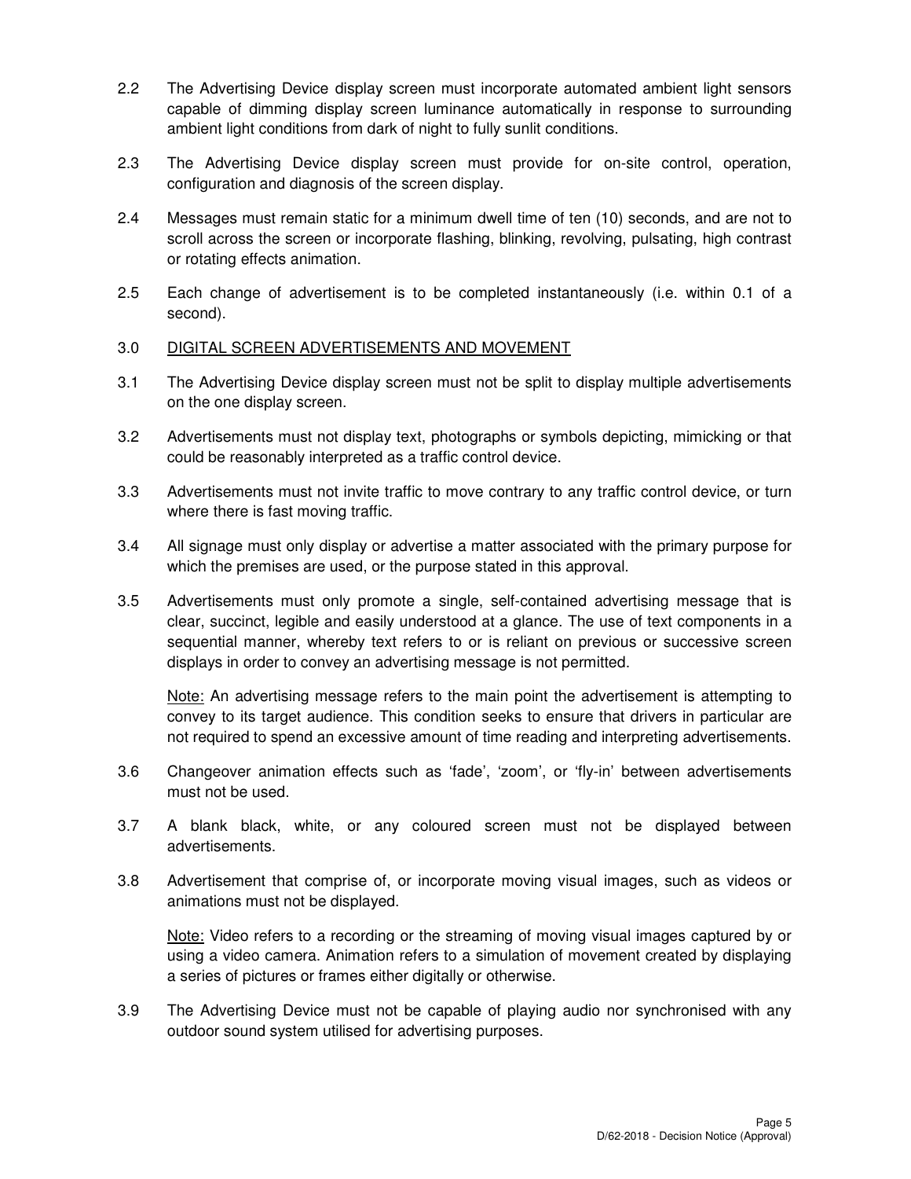2.2 The Advertising Device display screen must incorporate automated ambient light sensors capable of dimming display screen luminance automatically in response to surrounding ambient light conditions from dark of night to fully sunlit conditions.

2.3 The Advertising Device display screen must provide for on-site control, operation, configuration and diagnosis of the screen display.

2.4 Messages must remain static for a minimum dwell time of ten (10) seconds, and are not to scroll across the screen or incorporate flashing, blinking, revolving, pulsating, high contrast or rotating effects animation.

2.5 Each change of advertisement is to be completed instantaneously (i.e. within 0.1 of a second).

3.0 <u>DIGITAL SCREEN ADVERTISEMENTS AND MOVEMENT</u>

3.1 The Advertising Device display screen must not be split to display multiple advertisements on the one display screen.

3.2 Advertisements must not display text, photographs or symbols depicting, mimicking or that could be reasonably interpreted as a traffic control device.

3.3 Advertisements must not invite traffic to move contrary to any traffic control device, or turn where there is fast moving traffic.

3.4 All signage must only display or advertise a matter associated with the primary purpose for which the premises are used, or the purpose stated in this approval.

3.5 Advertisements must only promote a single, self-contained advertising message that is clear, succinct, legible and easily understood at a glance. The use of text components in a sequential manner, whereby text refers to or is reliant on previous or successive screen displays in order to convey an advertising message is not permitted.

<u>Note:</u> An advertising message refers to the main point the advertisement is attempting to convey to its target audience. This condition seeks to ensure that drivers in particular are not required to spend an excessive amount of time reading and interpreting advertisements.

3.6 Changeover animation effects such as 'fade', 'zoom', or 'fly-in' between advertisements must not be used.

3.7 A blank black, white, or any coloured screen must not be displayed between advertisements.

3.8 Advertisement that comprise of, or incorporate moving visual images, such as videos or animations must not be displayed.

<u>Note:</u> Video refers to a recording or the streaming of moving visual images captured by or using a video camera. Animation refers to a simulation of movement created by displaying a series of pictures or frames either digitally or otherwise.

3.9 The Advertising Device must not be capable of playing audio nor synchronised with any outdoor sound system utilised for advertising purposes.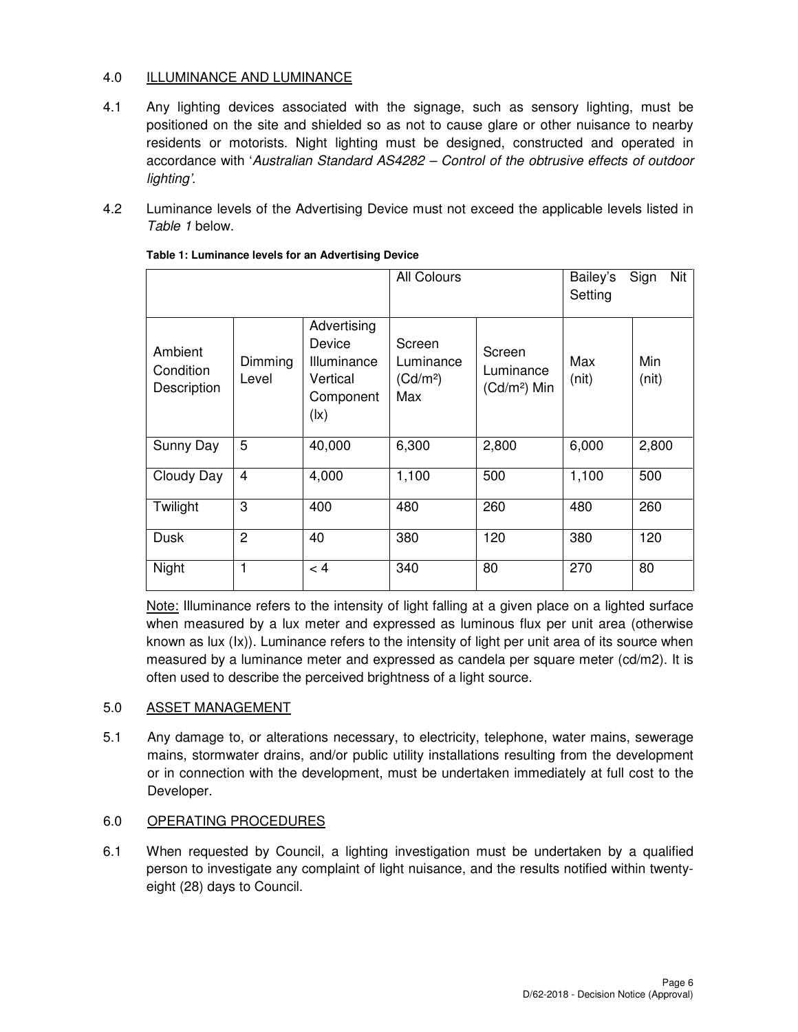## 4.0 ILLUMINANCE AND LUMINANCE

4.1 Any lighting devices associated with the signage, such as sensory lighting, must be positioned on the site and shielded so as not to cause glare or other nuisance to nearby residents or motorists. Night lighting must be designed, constructed and operated in accordance with '*Australian Standard AS4282 – Control of the obtrusive effects of outdoor lighting'.*

4.2 Luminance levels of the Advertising Device must not exceed the applicable levels listed in *Table 1* below.

**Table 1: Luminance levels for an Advertising Device**

| | | | All Colours | | Bailey's Sign Nit Setting | |
|---|---|---|---|---|---|---|
| Ambient Condition Description | Dimming Level | Advertising Device Illuminance Vertical Component (lx) | Screen Luminance (Cd/m²) Max | Screen Luminance (Cd/m²) Min | Max (nit) | Min (nit) |
| Sunny Day | 5 | 40,000 | 6,300 | 2,800 | 6,000 | 2,800 |
| Cloudy Day | 4 | 4,000 | 1,100 | 500 | 1,100 | 500 |
| Twilight | 3 | 400 | 480 | 260 | 480 | 260 |
| Dusk | 2 | 40 | 380 | 120 | 380 | 120 |
| Night | 1 | < 4 | 340 | 80 | 270 | 80 |

Note: Illuminance refers to the intensity of light falling at a given place on a lighted surface when measured by a lux meter and expressed as luminous flux per unit area (otherwise known as lux (lx)). Luminance refers to the intensity of light per unit area of its source when measured by a luminance meter and expressed as candela per square meter (cd/m2). It is often used to describe the perceived brightness of a light source.

## 5.0 ASSET MANAGEMENT

5.1 Any damage to, or alterations necessary, to electricity, telephone, water mains, sewerage mains, stormwater drains, and/or public utility installations resulting from the development or in connection with the development, must be undertaken immediately at full cost to the Developer.

## 6.0 OPERATING PROCEDURES

6.1 When requested by Council, a lighting investigation must be undertaken by a qualified person to investigate any complaint of light nuisance, and the results notified within twenty-eight (28) days to Council.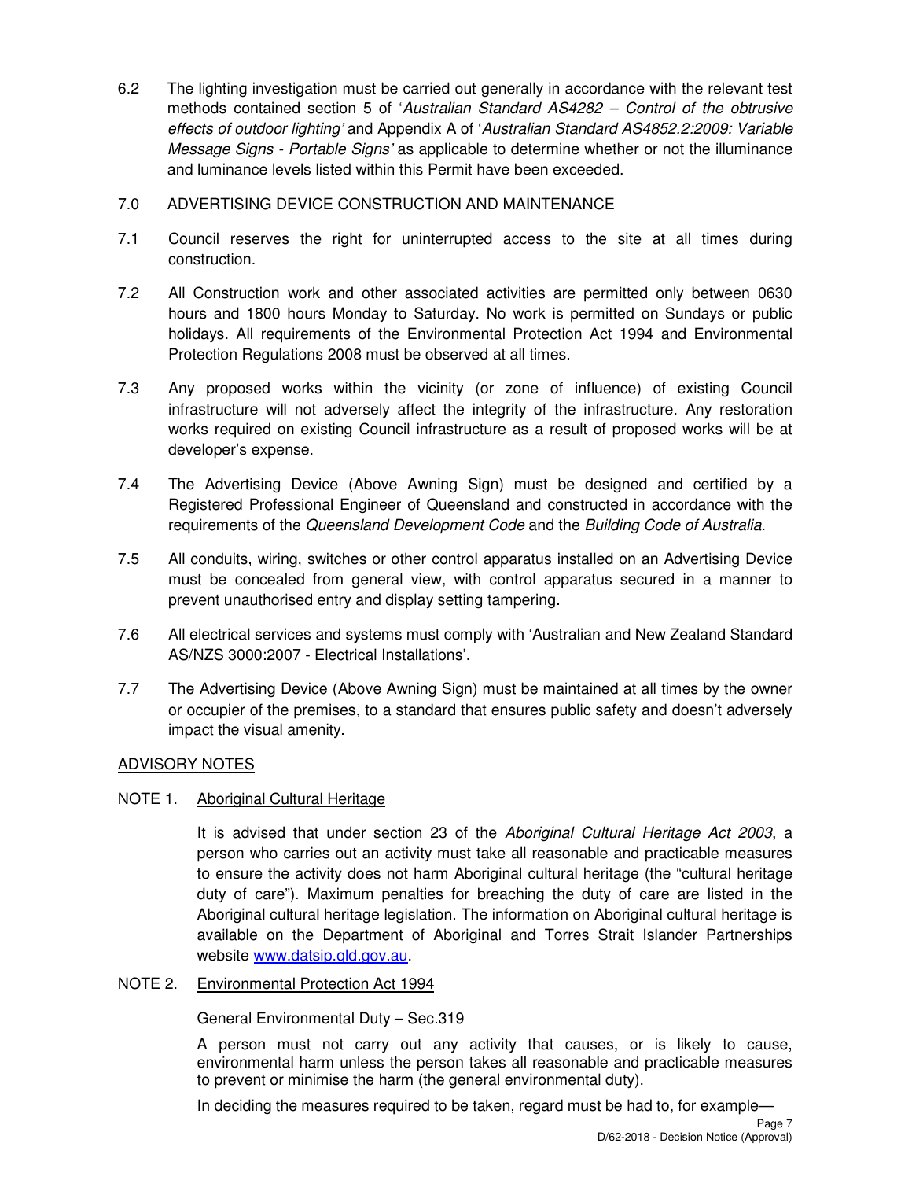6.2 The lighting investigation must be carried out generally in accordance with the relevant test methods contained section 5 of '*Australian Standard AS4282 – Control of the obtrusive effects of outdoor lighting*' and Appendix A of '*Australian Standard AS4852.2:2009: Variable Message Signs - Portable Signs*' as applicable to determine whether or not the illuminance and luminance levels listed within this Permit have been exceeded.

## 7.0 ADVERTISING DEVICE CONSTRUCTION AND MAINTENANCE

7.1 Council reserves the right for uninterrupted access to the site at all times during construction.

7.2 All Construction work and other associated activities are permitted only between 0630 hours and 1800 hours Monday to Saturday. No work is permitted on Sundays or public holidays. All requirements of the Environmental Protection Act 1994 and Environmental Protection Regulations 2008 must be observed at all times.

7.3 Any proposed works within the vicinity (or zone of influence) of existing Council infrastructure will not adversely affect the integrity of the infrastructure. Any restoration works required on existing Council infrastructure as a result of proposed works will be at developer's expense.

7.4 The Advertising Device (Above Awning Sign) must be designed and certified by a Registered Professional Engineer of Queensland and constructed in accordance with the requirements of the *Queensland Development Code* and the *Building Code of Australia*.

7.5 All conduits, wiring, switches or other control apparatus installed on an Advertising Device must be concealed from general view, with control apparatus secured in a manner to prevent unauthorised entry and display setting tampering.

7.6 All electrical services and systems must comply with 'Australian and New Zealand Standard AS/NZS 3000:2007 - Electrical Installations'.

7.7 The Advertising Device (Above Awning Sign) must be maintained at all times by the owner or occupier of the premises, to a standard that ensures public safety and doesn't adversely impact the visual amenity.

## ADVISORY NOTES

### NOTE 1. Aboriginal Cultural Heritage

It is advised that under section 23 of the *Aboriginal Cultural Heritage Act 2003*, a person who carries out an activity must take all reasonable and practicable measures to ensure the activity does not harm Aboriginal cultural heritage (the "cultural heritage duty of care"). Maximum penalties for breaching the duty of care are listed in the Aboriginal cultural heritage legislation. The information on Aboriginal cultural heritage is available on the Department of Aboriginal and Torres Strait Islander Partnerships website www.datsip.qld.gov.au.

### NOTE 2. Environmental Protection Act 1994

General Environmental Duty – Sec.319

A person must not carry out any activity that causes, or is likely to cause, environmental harm unless the person takes all reasonable and practicable measures to prevent or minimise the harm (the general environmental duty).

In deciding the measures required to be taken, regard must be had to, for example—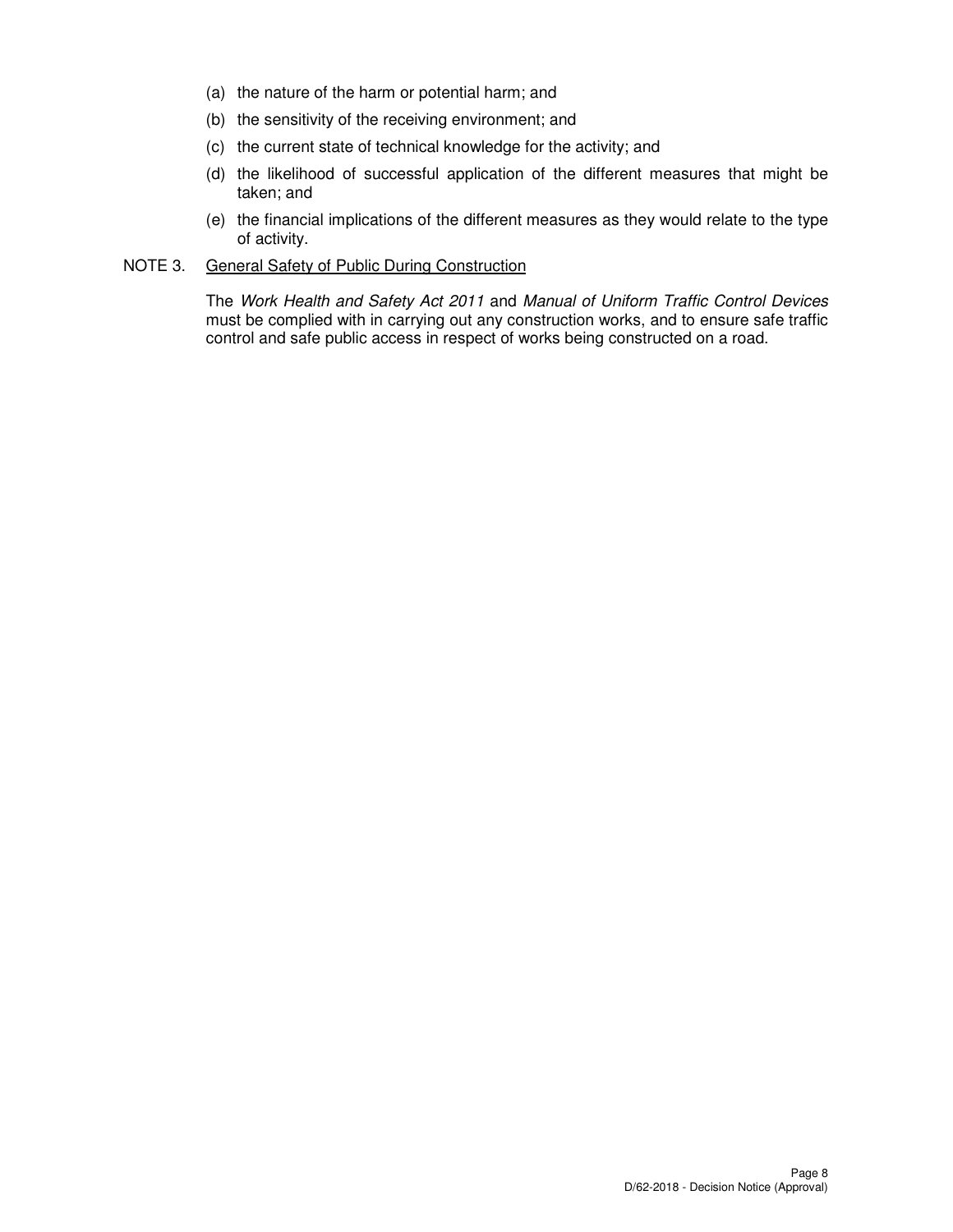(a) the nature of the harm or potential harm; and

(b) the sensitivity of the receiving environment; and

(c) the current state of technical knowledge for the activity; and

(d) the likelihood of successful application of the different measures that might be taken; and

(e) the financial implications of the different measures as they would relate to the type of activity.

NOTE 3. <u>General Safety of Public During Construction</u>

The *Work Health and Safety Act 2011* and *Manual of Uniform Traffic Control Devices* must be complied with in carrying out any construction works, and to ensure safe traffic control and safe public access in respect of works being constructed on a road.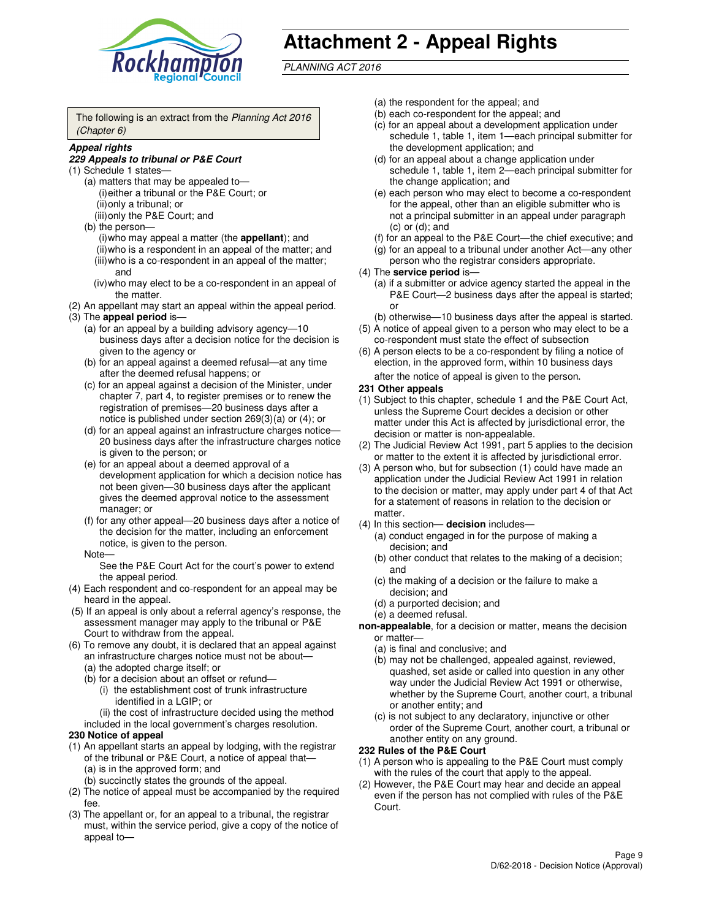# Attachment 2 - Appeal Rights

*PLANNING ACT 2016*

The following is an extract from the *Planning Act 2016 (Chapter 6)*

***Appeal rights***

***229 Appeals to tribunal or P&E Court***

(1) Schedule 1 states—

(a) matters that may be appealed to—

(i) either a tribunal or the P&E Court; or

(ii) only a tribunal; or

(iii) only the P&E Court; and

(b) the person—

(i) who may appeal a matter (the **appellant**); and

(ii) who is a respondent in an appeal of the matter; and

(iii) who is a co-respondent in an appeal of the matter; and

(iv) who may elect to be a co-respondent in an appeal of the matter.

(2) An appellant may start an appeal within the appeal period.

(3) The **appeal period** is—

(a) for an appeal by a building advisory agency—10 business days after a decision notice for the decision is given to the agency or

(b) for an appeal against a deemed refusal—at any time after the deemed refusal happens; or

(c) for an appeal against a decision of the Minister, under chapter 7, part 4, to register premises or to renew the registration of premises—20 business days after a notice is published under section 269(3)(a) or (4); or

(d) for an appeal against an infrastructure charges notice—20 business days after the infrastructure charges notice is given to the person; or

(e) for an appeal about a deemed approval of a development application for which a decision notice has not been given—30 business days after the applicant gives the deemed approval notice to the assessment manager; or

(f) for any other appeal—20 business days after a notice of the decision for the matter, including an enforcement notice, is given to the person.

Note—

See the P&E Court Act for the court's power to extend the appeal period.

(4) Each respondent and co-respondent for an appeal may be heard in the appeal.

(5) If an appeal is only about a referral agency's response, the assessment manager may apply to the tribunal or P&E Court to withdraw from the appeal.

(6) To remove any doubt, it is declared that an appeal against an infrastructure charges notice must not be about—

(a) the adopted charge itself; or

(b) for a decision about an offset or refund—

(i) the establishment cost of trunk infrastructure identified in a LGIP; or

(ii) the cost of infrastructure decided using the method included in the local government's charges resolution.

**230 Notice of appeal**

(1) An appellant starts an appeal by lodging, with the registrar of the tribunal or P&E Court, a notice of appeal that—

(a) is in the approved form; and

(b) succinctly states the grounds of the appeal.

(2) The notice of appeal must be accompanied by the required fee.

(3) The appellant or, for an appeal to a tribunal, the registrar must, within the service period, give a copy of the notice of appeal to—

(a) the respondent for the appeal; and

(b) each co-respondent for the appeal; and

(c) for an appeal about a development application under schedule 1, table 1, item 1—each principal submitter for the development application; and

(d) for an appeal about a change application under schedule 1, table 1, item 2—each principal submitter for the change application; and

(e) each person who may elect to become a co-respondent for the appeal, other than an eligible submitter who is not a principal submitter in an appeal under paragraph (c) or (d); and

(f) for an appeal to the P&E Court—the chief executive; and

(g) for an appeal to a tribunal under another Act—any other person who the registrar considers appropriate.

(4) The **service period** is—

(a) if a submitter or advice agency started the appeal in the P&E Court—2 business days after the appeal is started; or

(b) otherwise—10 business days after the appeal is started.

(5) A notice of appeal given to a person who may elect to be a co-respondent must state the effect of subsection

(6) A person elects to be a co-respondent by filing a notice of election, in the approved form, within 10 business days after the notice of appeal is given to the person.

**231 Other appeals**

(1) Subject to this chapter, schedule 1 and the P&E Court Act, unless the Supreme Court decides a decision or other matter under this Act is affected by jurisdictional error, the decision or matter is non-appealable.

(2) The Judicial Review Act 1991, part 5 applies to the decision or matter to the extent it is affected by jurisdictional error.

(3) A person who, but for subsection (1) could have made an application under the Judicial Review Act 1991 in relation to the decision or matter, may apply under part 4 of that Act for a statement of reasons in relation to the decision or matter.

(4) In this section— **decision** includes—

(a) conduct engaged in for the purpose of making a decision; and

(b) other conduct that relates to the making of a decision; and

(c) the making of a decision or the failure to make a decision; and

(d) a purported decision; and

(e) a deemed refusal.

**non-appealable**, for a decision or matter, means the decision or matter—

(a) is final and conclusive; and

(b) may not be challenged, appealed against, reviewed, quashed, set aside or called into question in any other way under the Judicial Review Act 1991 or otherwise, whether by the Supreme Court, another court, a tribunal or another entity; and

(c) is not subject to any declaratory, injunctive or other order of the Supreme Court, another court, a tribunal or another entity on any ground.

**232 Rules of the P&E Court**

(1) A person who is appealing to the P&E Court must comply with the rules of the court that apply to the appeal.

(2) However, the P&E Court may hear and decide an appeal even if the person has not complied with rules of the P&E Court.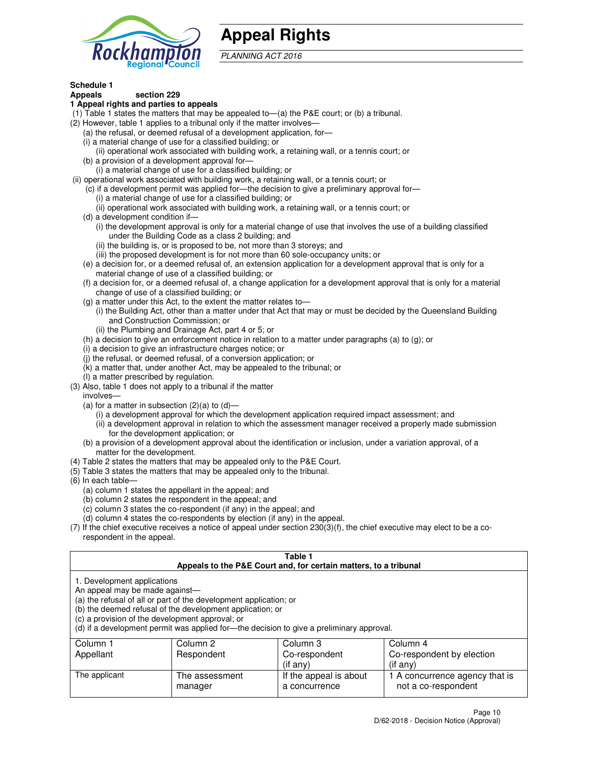# Appeal Rights

*PLANNING ACT 2016*

**Schedule 1**
**Appeals section 229**
**1 Appeal rights and parties to appeals**

(1) Table 1 states the matters that may be appealed to—(a) the P&E court; or (b) a tribunal.
(2) However, table 1 applies to a tribunal only if the matter involves—
  (a) the refusal, or deemed refusal of a development application, for—
  (i) a material change of use for a classified building; or
    (ii) operational work associated with building work, a retaining wall, or a tennis court; or
  (b) a provision of a development approval for—
    (i) a material change of use for a classified building; or
(ii) operational work associated with building work, a retaining wall, or a tennis court; or
  (c) if a development permit was applied for—the decision to give a preliminary approval for—
    (i) a material change of use for a classified building; or
    (ii) operational work associated with building work, a retaining wall, or a tennis court; or
  (d) a development condition if—
    (i) the development approval is only for a material change of use that involves the use of a building classified under the Building Code as a class 2 building; and
    (ii) the building is, or is proposed to be, not more than 3 storeys; and
    (iii) the proposed development is for not more than 60 sole-occupancy units; or
  (e) a decision for, or a deemed refusal of, an extension application for a development approval that is only for a material change of use of a classified building; or
  (f) a decision for, or a deemed refusal of, a change application for a development approval that is only for a material change of use of a classified building; or
  (g) a matter under this Act, to the extent the matter relates to—
    (i) the Building Act, other than a matter under that Act that may or must be decided by the Queensland Building and Construction Commission; or
    (ii) the Plumbing and Drainage Act, part 4 or 5; or
  (h) a decision to give an enforcement notice in relation to a matter under paragraphs (a) to (g); or
  (i) a decision to give an infrastructure charges notice; or
  (j) the refusal, or deemed refusal, of a conversion application; or
  (k) a matter that, under another Act, may be appealed to the tribunal; or
  (l) a matter prescribed by regulation.
(3) Also, table 1 does not apply to a tribunal if the matter involves—
  (a) for a matter in subsection (2)(a) to (d)—
    (i) a development approval for which the development application required impact assessment; and
    (ii) a development approval in relation to which the assessment manager received a properly made submission for the development application; or
  (b) a provision of a development approval about the identification or inclusion, under a variation approval, of a matter for the development.
(4) Table 2 states the matters that may be appealed only to the P&E Court.
(5) Table 3 states the matters that may be appealed only to the tribunal.
(6) In each table—
  (a) column 1 states the appellant in the appeal; and
  (b) column 2 states the respondent in the appeal; and
  (c) column 3 states the co-respondent (if any) in the appeal; and
  (d) column 4 states the co-respondents by election (if any) in the appeal.
(7) If the chief executive receives a notice of appeal under section 230(3)(f), the chief executive may elect to be a co-respondent in the appeal.

**Table 1**
**Appeals to the P&E Court and, for certain matters, to a tribunal**

1. Development applications
An appeal may be made against—
(a) the refusal of all or part of the development application; or
(b) the deemed refusal of the development application; or
(c) a provision of the development approval; or
(d) if a development permit was applied for—the decision to give a preliminary approval.

| Column 1<br>Appellant | Column 2<br>Respondent | Column 3<br>Co-respondent<br>(if any) | Column 4<br>Co-respondent by election<br>(if any) |
|---|---|---|---|
| The applicant | The assessment manager | If the appeal is about a concurrence | 1 A concurrence agency that is not a co-respondent |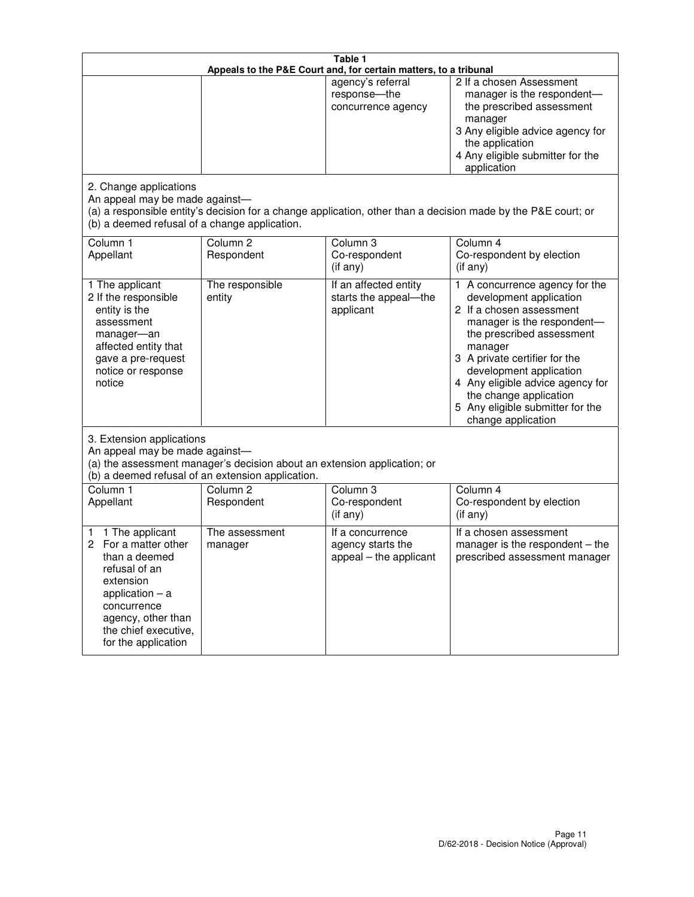**Table 1**
**Appeals to the P&E Court and, for certain matters, to a tribunal**

| | | | |
|---|---|---|---|
| | | agency's referral response—the concurrence agency | 2 If a chosen Assessment manager is the respondent—the prescribed assessment manager<br>3 Any eligible advice agency for the application<br>4 Any eligible submitter for the application |

2. Change applications
An appeal may be made against—
(a) a responsible entity's decision for a change application, other than a decision made by the P&E court; or
(b) a deemed refusal of a change application.

| Column 1<br>Appellant | Column 2<br>Respondent | Column 3<br>Co-respondent<br>(if any) | Column 4<br>Co-respondent by election<br>(if any) |
|---|---|---|---|
| 1 The applicant<br>2 If the responsible entity is the assessment manager—an affected entity that gave a pre-request notice or response notice | The responsible entity | If an affected entity starts the appeal—the applicant | 1 A concurrence agency for the development application<br>2 If a chosen assessment manager is the respondent—the prescribed assessment manager<br>3 A private certifier for the development application<br>4 Any eligible advice agency for the change application<br>5 Any eligible submitter for the change application |

3. Extension applications
An appeal may be made against—
(a) the assessment manager's decision about an extension application; or
(b) a deemed refusal of an extension application.

| Column 1<br>Appellant | Column 2<br>Respondent | Column 3<br>Co-respondent<br>(if any) | Column 4<br>Co-respondent by election<br>(if any) |
|---|---|---|---|
| 1 1 The applicant<br>2 For a matter other than a deemed refusal of an extension application – a concurrence agency, other than the chief executive, for the application | The assessment manager | If a concurrence agency starts the appeal – the applicant | If a chosen assessment manager is the respondent – the prescribed assessment manager |

D/62-2018 - Decision Notice (Approval)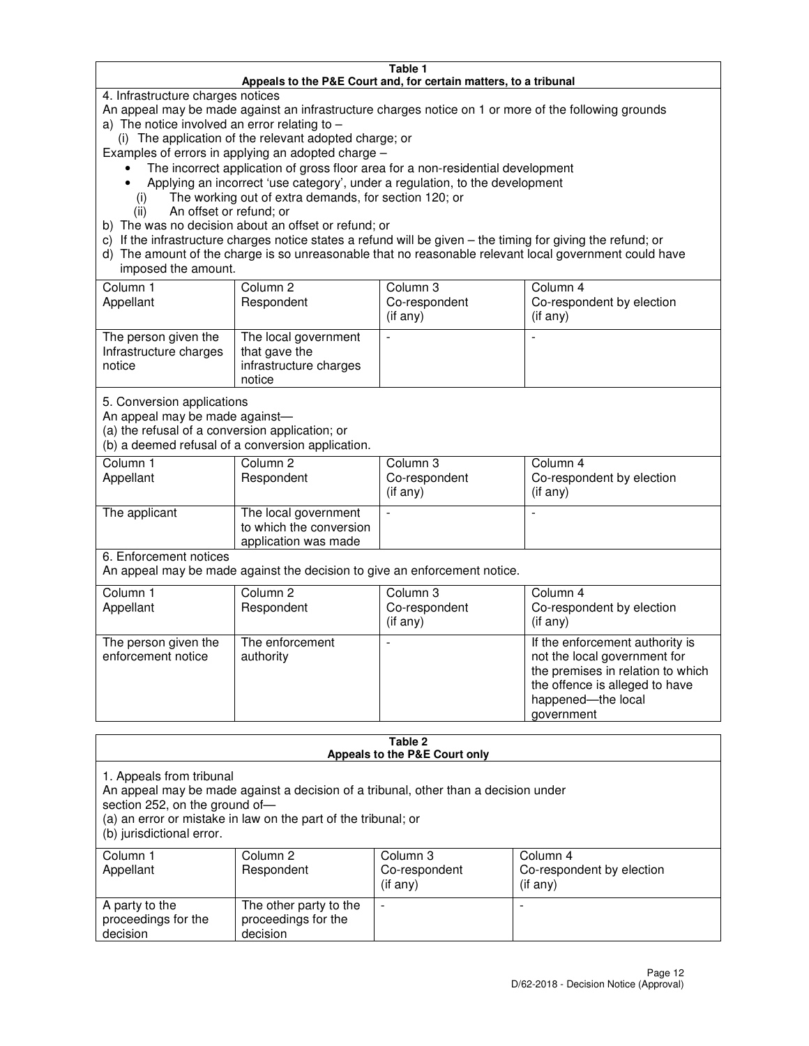**Table 1**
**Appeals to the P&E Court and, for certain matters, to a tribunal**

4. Infrastructure charges notices

An appeal may be made against an infrastructure charges notice on 1 or more of the following grounds

a) The notice involved an error relating to –

(i) The application of the relevant adopted charge; or

Examples of errors in applying an adopted charge –

- The incorrect application of gross floor area for a non-residential development
- Applying an incorrect 'use category', under a regulation, to the development

(i) The working out of extra demands, for section 120; or

(ii) An offset or refund; or

b) The was no decision about an offset or refund; or

c) If the infrastructure charges notice states a refund will be given – the timing for giving the refund; or

d) The amount of the charge is so unreasonable that no reasonable relevant local government could have imposed the amount.

| Column 1<br>Appellant | Column 2<br>Respondent | Column 3<br>Co-respondent<br>(if any) | Column 4<br>Co-respondent by election<br>(if any) |
|---|---|---|---|
| The person given the Infrastructure charges notice | The local government that gave the infrastructure charges notice | - | - |

5. Conversion applications

An appeal may be made against—

(a) the refusal of a conversion application; or

(b) a deemed refusal of a conversion application.

| Column 1<br>Appellant | Column 2<br>Respondent | Column 3<br>Co-respondent<br>(if any) | Column 4<br>Co-respondent by election<br>(if any) |
|---|---|---|---|
| The applicant | The local government to which the conversion application was made | - | - |

6. Enforcement notices

An appeal may be made against the decision to give an enforcement notice.

| Column 1<br>Appellant | Column 2<br>Respondent | Column 3<br>Co-respondent<br>(if any) | Column 4<br>Co-respondent by election<br>(if any) |
|---|---|---|---|
| The person given the enforcement notice | The enforcement authority | - | If the enforcement authority is not the local government for the premises in relation to which the offence is alleged to have happened—the local government |

**Table 2**
**Appeals to the P&E Court only**

1. Appeals from tribunal

An appeal may be made against a decision of a tribunal, other than a decision under section 252, on the ground of—

(a) an error or mistake in law on the part of the tribunal; or

(b) jurisdictional error.

| Column 1<br>Appellant | Column 2<br>Respondent | Column 3<br>Co-respondent<br>(if any) | Column 4<br>Co-respondent by election<br>(if any) |
|---|---|---|---|
| A party to the proceedings for the decision | The other party to the proceedings for the decision | - | - |

D/62-2018 - Decision Notice (Approval)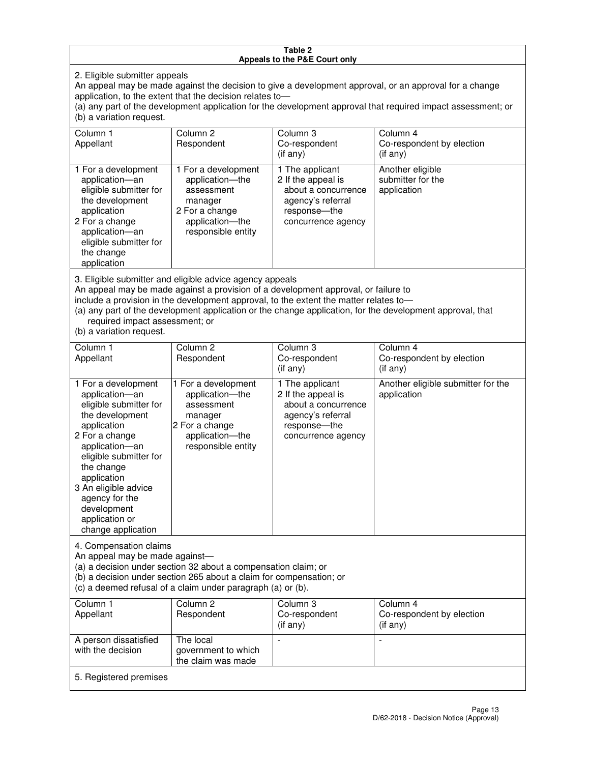**Table 2**
**Appeals to the P&E Court only**

2. Eligible submitter appeals
An appeal may be made against the decision to give a development approval, or an approval for a change application, to the extent that the decision relates to—
(a) any part of the development application for the development approval that required impact assessment; or
(b) a variation request.

| Column 1<br>Appellant | Column 2<br>Respondent | Column 3<br>Co-respondent<br>(if any) | Column 4<br>Co-respondent by election<br>(if any) |
|---|---|---|---|
| 1 For a development application—an eligible submitter for the development application<br>2 For a change application—an eligible submitter for the change application | 1 For a development application—the assessment manager<br>2 For a change application—the responsible entity | 1 The applicant<br>2 If the appeal is about a concurrence agency's referral response—the concurrence agency | Another eligible submitter for the application |

3. Eligible submitter and eligible advice agency appeals
An appeal may be made against a provision of a development approval, or failure to include a provision in the development approval, to the extent the matter relates to—
(a) any part of the development application or the change application, for the development approval, that required impact assessment; or
(b) a variation request.

| Column 1<br>Appellant | Column 2<br>Respondent | Column 3<br>Co-respondent<br>(if any) | Column 4<br>Co-respondent by election<br>(if any) |
|---|---|---|---|
| 1 For a development application—an eligible submitter for the development application<br>2 For a change application—an eligible submitter for the change application<br>3 An eligible advice agency for the development application or change application | 1 For a development application—the assessment manager<br>2 For a change application—the responsible entity | 1 The applicant<br>2 If the appeal is about a concurrence agency's referral response—the concurrence agency | Another eligible submitter for the application |

4. Compensation claims
An appeal may be made against—
(a) a decision under section 32 about a compensation claim; or
(b) a decision under section 265 about a claim for compensation; or
(c) a deemed refusal of a claim under paragraph (a) or (b).

| Column 1<br>Appellant | Column 2<br>Respondent | Column 3<br>Co-respondent<br>(if any) | Column 4<br>Co-respondent by election<br>(if any) |
|---|---|---|---|
| A person dissatisfied with the decision | The local government to which the claim was made | - | - |

5. Registered premises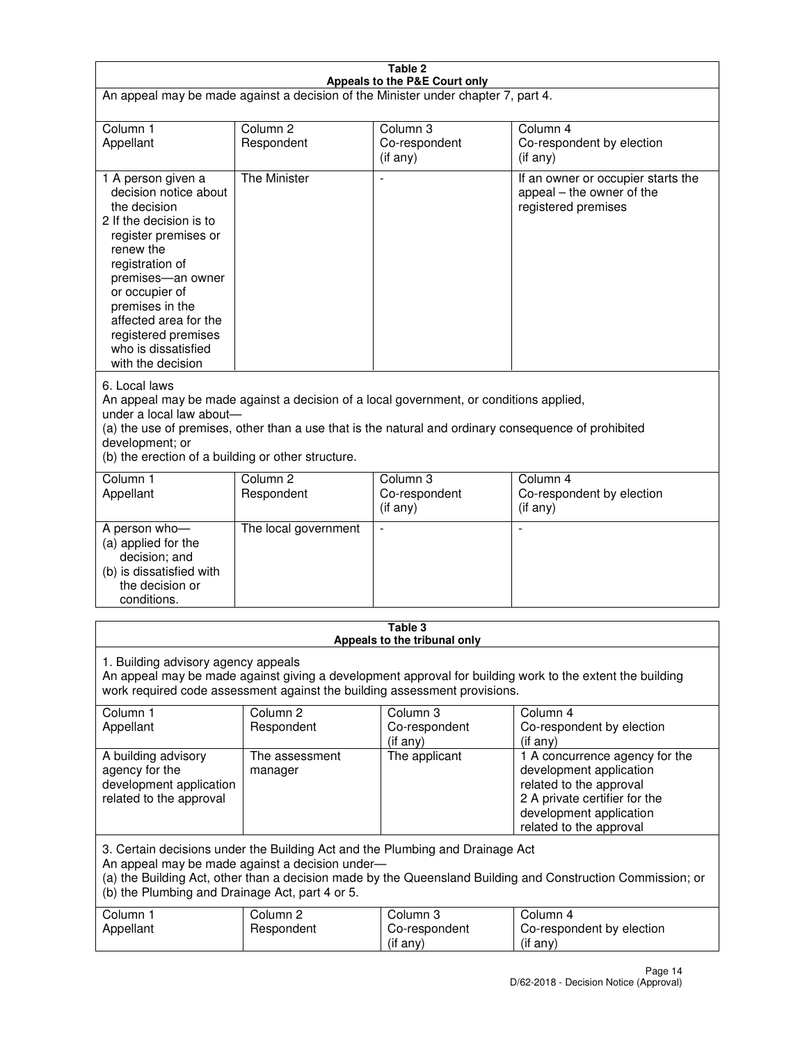**Table 2**
**Appeals to the P&E Court only**

An appeal may be made against a decision of the Minister under chapter 7, part 4.

| Column 1<br>Appellant | Column 2<br>Respondent | Column 3<br>Co-respondent<br>(if any) | Column 4<br>Co-respondent by election<br>(if any) |
|---|---|---|---|
| 1 A person given a decision notice about the decision<br>2 If the decision is to register premises or renew the registration of premises—an owner or occupier of premises in the affected area for the registered premises who is dissatisfied with the decision | The Minister | - | If an owner or occupier starts the appeal – the owner of the registered premises |

6. Local laws

An appeal may be made against a decision of a local government, or conditions applied, under a local law about—

(a) the use of premises, other than a use that is the natural and ordinary consequence of prohibited development; or

(b) the erection of a building or other structure.

| Column 1<br>Appellant | Column 2<br>Respondent | Column 3<br>Co-respondent<br>(if any) | Column 4<br>Co-respondent by election<br>(if any) |
|---|---|---|---|
| A person who—<br>(a) applied for the decision; and<br>(b) is dissatisfied with the decision or conditions. | The local government | - | - |

**Table 3**
**Appeals to the tribunal only**

1. Building advisory agency appeals

An appeal may be made against giving a development approval for building work to the extent the building work required code assessment against the building assessment provisions.

| Column 1<br>Appellant | Column 2<br>Respondent | Column 3<br>Co-respondent<br>(if any) | Column 4<br>Co-respondent by election<br>(if any) |
|---|---|---|---|
| A building advisory agency for the development application related to the approval | The assessment manager | The applicant | 1 A concurrence agency for the development application related to the approval<br>2 A private certifier for the development application related to the approval |

3. Certain decisions under the Building Act and the Plumbing and Drainage Act

An appeal may be made against a decision under—

(a) the Building Act, other than a decision made by the Queensland Building and Construction Commission; or

(b) the Plumbing and Drainage Act, part 4 or 5.

| Column 1<br>Appellant | Column 2<br>Respondent | Column 3<br>Co-respondent<br>(if any) | Column 4<br>Co-respondent by election<br>(if any) |
|---|---|---|---|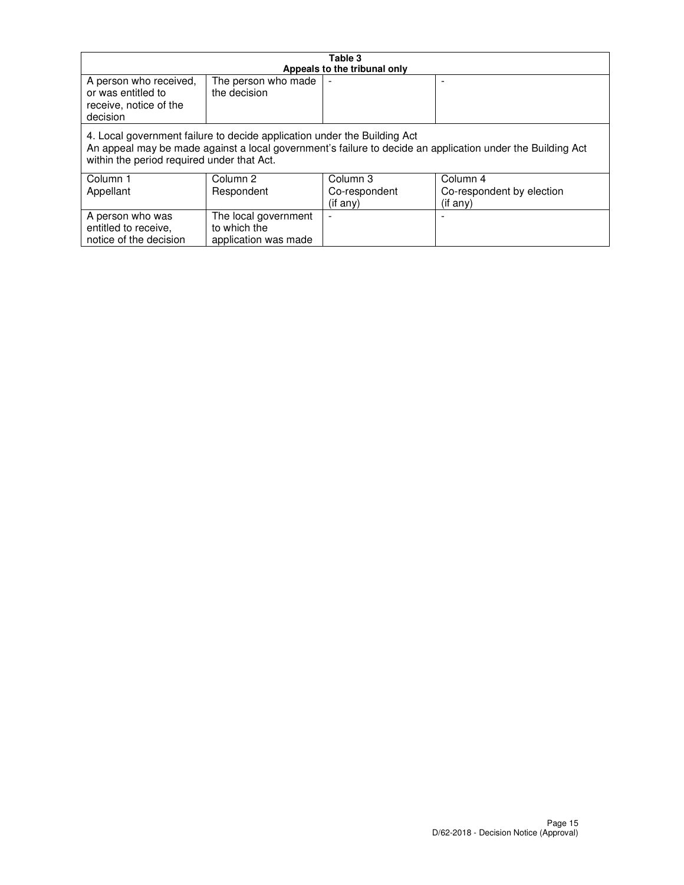| Table 3<br>Appeals to the tribunal only | | | |
|---|---|---|---|
| A person who received, or was entitled to receive, notice of the decision | The person who made the decision | - | - |
| 4. Local government failure to decide application under the Building Act<br>An appeal may be made against a local government's failure to decide an application under the Building Act within the period required under that Act. | | | |
| Column 1<br>Appellant | Column 2<br>Respondent | Column 3<br>Co-respondent<br>(if any) | Column 4<br>Co-respondent by election<br>(if any) |
| A person who was entitled to receive, notice of the decision | The local government to which the application was made | - | - |